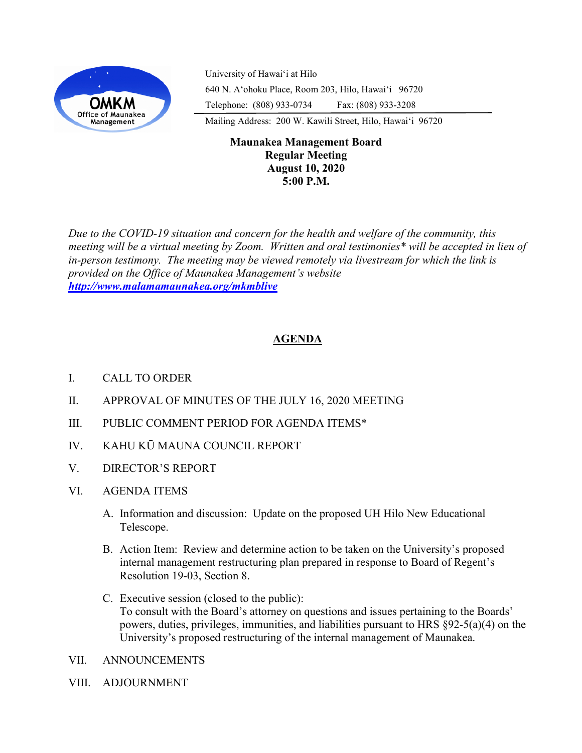OMKM Office of Maunakea Management

University of Hawaiʻi at Hilo
640 N. Aʻohoku Place, Room 203, Hilo, Hawaiʻi 96720
Telephone: (808) 933-0734 Fax: (808) 933-3208
Mailing Address: 200 W. Kawili Street, Hilo, Hawaiʻi 96720

**Maunakea Management Board**
**Regular Meeting**
**August 10, 2020**
**5:00 P.M.**

*Due to the COVID-19 situation and concern for the health and welfare of the community, this meeting will be a virtual meeting by Zoom. Written and oral testimonies* will be accepted in lieu of in-person testimony. The meeting may be viewed remotely via livestream for which the link is provided on the Office of Maunakea Management's website*
***http://www.malamamaunakea.org/mkmblive***

## AGENDA

I. CALL TO ORDER

II. APPROVAL OF MINUTES OF THE JULY 16, 2020 MEETING

III. PUBLIC COMMENT PERIOD FOR AGENDA ITEMS*

IV. KAHU KŪ MAUNA COUNCIL REPORT

V. DIRECTOR'S REPORT

VI. AGENDA ITEMS

A. Information and discussion: Update on the proposed UH Hilo New Educational Telescope.

B. Action Item: Review and determine action to be taken on the University's proposed internal management restructuring plan prepared in response to Board of Regent's Resolution 19-03, Section 8.

C. Executive session (closed to the public):
To consult with the Board's attorney on questions and issues pertaining to the Boards' powers, duties, privileges, immunities, and liabilities pursuant to HRS §92-5(a)(4) on the University's proposed restructuring of the internal management of Maunakea.

VII. ANNOUNCEMENTS

VIII. ADJOURNMENT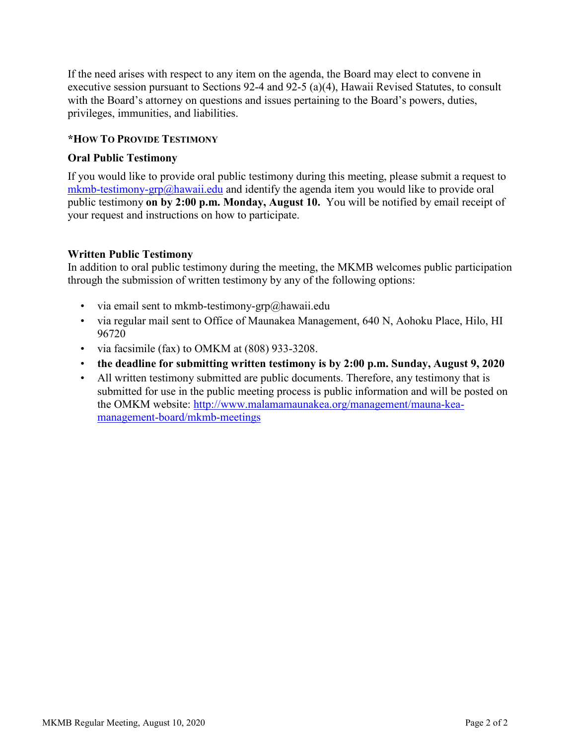If the need arises with respect to any item on the agenda, the Board may elect to convene in executive session pursuant to Sections 92-4 and 92-5 (a)(4), Hawaii Revised Statutes, to consult with the Board's attorney on questions and issues pertaining to the Board's powers, duties, privileges, immunities, and liabilities.

### *HOW TO PROVIDE TESTIMONY

#### Oral Public Testimony

If you would like to provide oral public testimony during this meeting, please submit a request to mkmb-testimony-grp@hawaii.edu and identify the agenda item you would like to provide oral public testimony **on by 2:00 p.m. Monday, August 10.** You will be notified by email receipt of your request and instructions on how to participate.

#### Written Public Testimony

In addition to oral public testimony during the meeting, the MKMB welcomes public participation through the submission of written testimony by any of the following options:

- via email sent to mkmb-testimony-grp@hawaii.edu
- via regular mail sent to Office of Maunakea Management, 640 N, Aohoku Place, Hilo, HI 96720
- via facsimile (fax) to OMKM at (808) 933-3208.
- **the deadline for submitting written testimony is by 2:00 p.m. Sunday, August 9, 2020**
- All written testimony submitted are public documents. Therefore, any testimony that is submitted for use in the public meeting process is public information and will be posted on the OMKM website: http://www.malamamaunakea.org/management/mauna-kea-management-board/mkmb-meetings